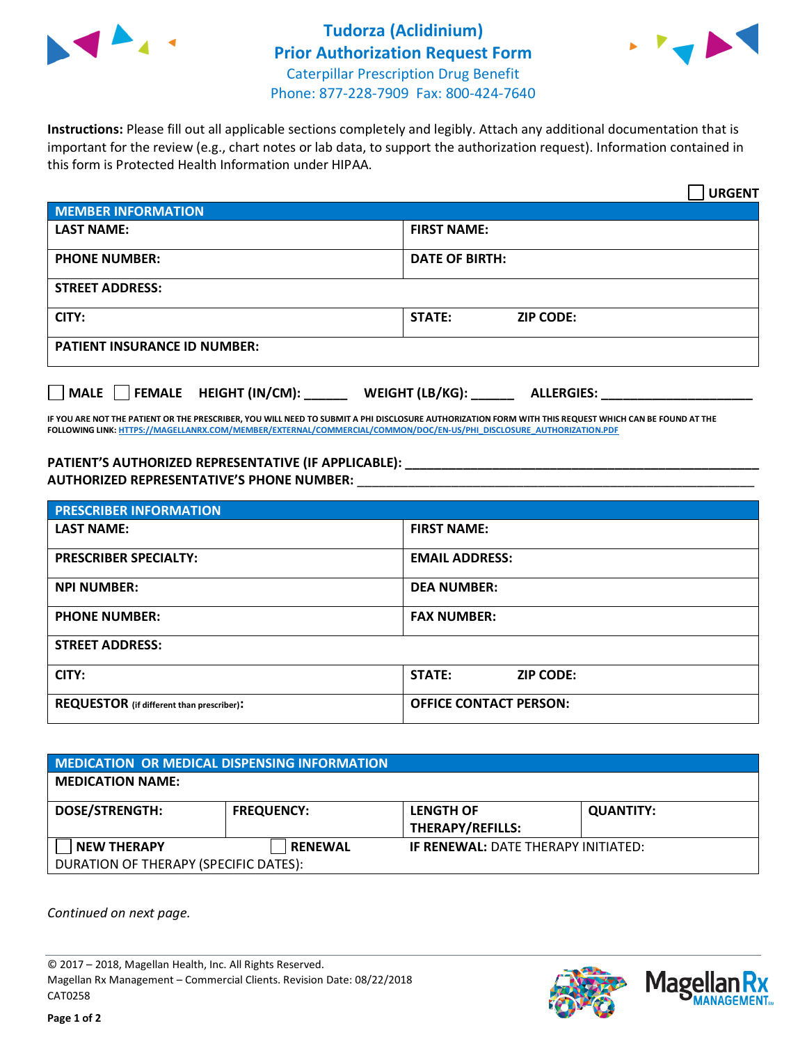# Tudorza (Aclidinium)
## Prior Authorization Request Form
Caterpillar Prescription Drug Benefit
Phone: 877-228-7909 Fax: 800-424-7640

**Instructions:** Please fill out all applicable sections completely and legibly. Attach any additional documentation that is important for the review (e.g., chart notes or lab data, to support the authorization request). Information contained in this form is Protected Health Information under HIPAA.

☐ **URGENT**

| **MEMBER INFORMATION** | |
|---|---|
| **LAST NAME:** | **FIRST NAME:** |
| **PHONE NUMBER:** | **DATE OF BIRTH:** |
| **STREET ADDRESS:** | |
| **CITY:** | **STATE:** **ZIP CODE:** |
| **PATIENT INSURANCE ID NUMBER:** | |

☐ **MALE** ☐ **FEMALE** **HEIGHT (IN/CM):** ______ **WEIGHT (LB/KG):** ______ **ALLERGIES:** ____________________

**IF YOU ARE NOT THE PATIENT OR THE PRESCRIBER, YOU WILL NEED TO SUBMIT A PHI DISCLOSURE AUTHORIZATION FORM WITH THIS REQUEST WHICH CAN BE FOUND AT THE FOLLOWING LINK:** HTTPS://MAGELLANRX.COM/MEMBER/EXTERNAL/COMMERCIAL/COMMON/DOC/EN-US/PHI_DISCLOSURE_AUTHORIZATION.PDF

**PATIENT'S AUTHORIZED REPRESENTATIVE (IF APPLICABLE):** ____________________________________________
**AUTHORIZED REPRESENTATIVE'S PHONE NUMBER:** ____________________________________________

| **PRESCRIBER INFORMATION** | |
|---|---|
| **LAST NAME:** | **FIRST NAME:** |
| **PRESCRIBER SPECIALTY:** | **EMAIL ADDRESS:** |
| **NPI NUMBER:** | **DEA NUMBER:** |
| **PHONE NUMBER:** | **FAX NUMBER:** |
| **STREET ADDRESS:** | |
| **CITY:** | **STATE:** **ZIP CODE:** |
| **REQUESTOR** (if different than prescriber)**:** | **OFFICE CONTACT PERSON:** |

| **MEDICATION OR MEDICAL DISPENSING INFORMATION** | | | |
|---|---|---|---|
| **MEDICATION NAME:** | | | |
| **DOSE/STRENGTH:** | **FREQUENCY:** | **LENGTH OF THERAPY/REFILLS:** | **QUANTITY:** |
| ☐ **NEW THERAPY** | ☐ **RENEWAL** | **IF RENEWAL:** DATE THERAPY INITIATED: | |
| DURATION OF THERAPY (SPECIFIC DATES): | | | |

*Continued on next page.*

© 2017 – 2018, Magellan Health, Inc. All Rights Reserved.
Magellan Rx Management – Commercial Clients. Revision Date: 08/22/2018
CAT0258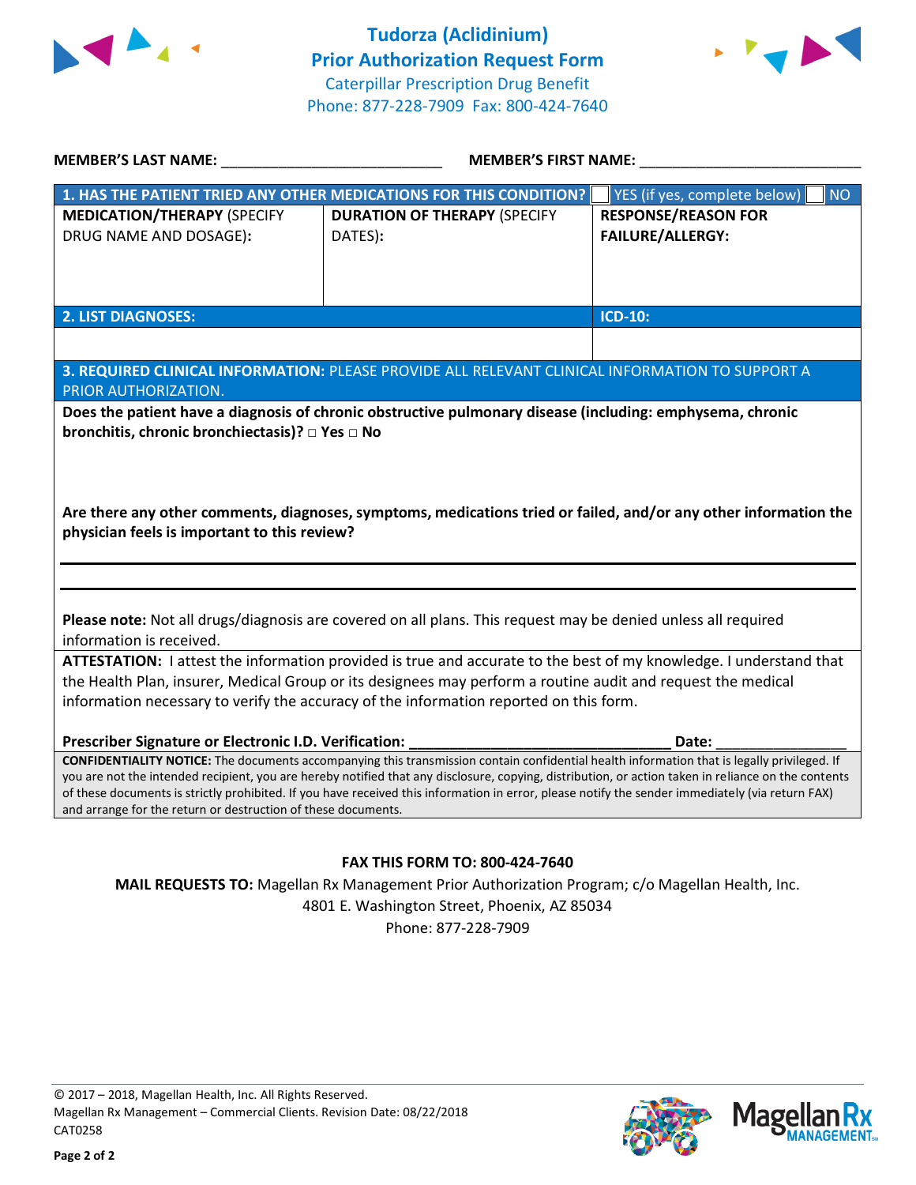# Tudorza (Aclidinium)
## Prior Authorization Request Form
Caterpillar Prescription Drug Benefit
Phone: 877-228-7909 Fax: 800-424-7640

**MEMBER'S LAST NAME:** ___________________________ **MEMBER'S FIRST NAME:** ___________________________

| **1. HAS THE PATIENT TRIED ANY OTHER MEDICATIONS FOR THIS CONDITION?** | | ☐ YES (if yes, complete below) ☐ NO |
|---|---|---|
| **MEDICATION/THERAPY** (SPECIFY DRUG NAME AND DOSAGE): | **DURATION OF THERAPY** (SPECIFY DATES): | **RESPONSE/REASON FOR FAILURE/ALLERGY:** |
| | | |
| **2. LIST DIAGNOSES:** | | **ICD-10:** |
| | | |

**3. REQUIRED CLINICAL INFORMATION:** PLEASE PROVIDE ALL RELEVANT CLINICAL INFORMATION TO SUPPORT A PRIOR AUTHORIZATION.

**Does the patient have a diagnosis of chronic obstructive pulmonary disease (including: emphysema, chronic bronchitis, chronic bronchiectasis)? □ Yes □ No**

**Are there any other comments, diagnoses, symptoms, medications tried or failed, and/or any other information the physician feels is important to this review?**

___________________________________________________________________________

___________________________________________________________________________

**Please note:** Not all drugs/diagnosis are covered on all plans. This request may be denied unless all required information is received.

**ATTESTATION:** I attest the information provided is true and accurate to the best of my knowledge. I understand that the Health Plan, insurer, Medical Group or its designees may perform a routine audit and request the medical information necessary to verify the accuracy of the information reported on this form.

**Prescriber Signature or Electronic I.D. Verification:** ________________________________ **Date:** ________________

**CONFIDENTIALITY NOTICE:** The documents accompanying this transmission contain confidential health information that is legally privileged. If you are not the intended recipient, you are hereby notified that any disclosure, copying, distribution, or action taken in reliance on the contents of these documents is strictly prohibited. If you have received this information in error, please notify the sender immediately (via return FAX) and arrange for the return or destruction of these documents.

**FAX THIS FORM TO: 800-424-7640**

**MAIL REQUESTS TO:** Magellan Rx Management Prior Authorization Program; c/o Magellan Health, Inc.
4801 E. Washington Street, Phoenix, AZ 85034
Phone: 877-228-7909

© 2017 – 2018, Magellan Health, Inc. All Rights Reserved.
Magellan Rx Management – Commercial Clients. Revision Date: 08/22/2018
CAT0258